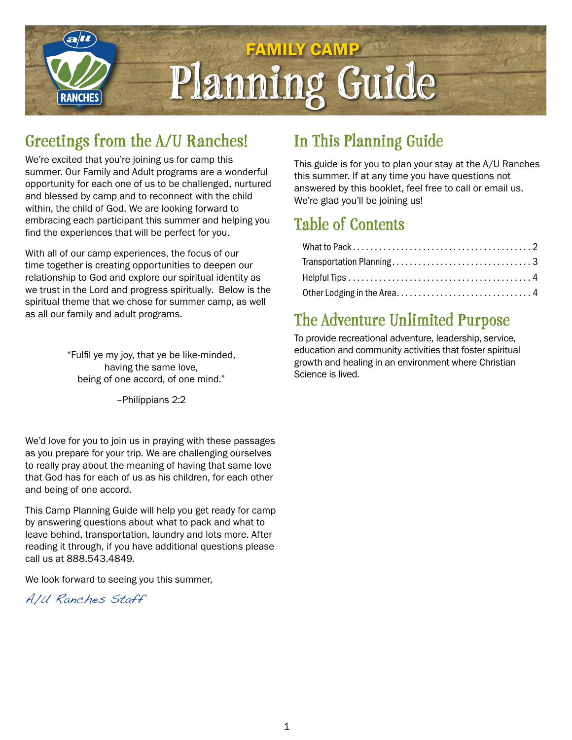# FAMILY CAMP Planning Guide

## Greetings from the A/U Ranches!

We're excited that you're joining us for camp this summer. Our Family and Adult programs are a wonderful opportunity for each one of us to be challenged, nurtured and blessed by camp and to reconnect with the child within, the child of God. We are looking forward to embracing each participant this summer and helping you find the experiences that will be perfect for you.

With all of our camp experiences, the focus of our time together is creating opportunities to deepen our relationship to God and explore our spiritual identity as we trust in the Lord and progress spiritually. Below is the spiritual theme that we chose for summer camp, as well as all our family and adult programs.

> "Fulfil ye my joy, that ye be like-minded,
> having the same love,
> being of one accord, of one mind."
>
> –Philippians 2:2

We'd love for you to join us in praying with these passages as you prepare for your trip. We are challenging ourselves to really pray about the meaning of having that same love that God has for each of us as his children, for each other and being of one accord.

This Camp Planning Guide will help you get ready for camp by answering questions about what to pack and what to leave behind, transportation, laundry and lots more. After reading it through, if you have additional questions please call us at 888.543.4849.

We look forward to seeing you this summer,

*A/U Ranches Staff*

## In This Planning Guide

This guide is for you to plan your stay at the A/U Ranches this summer. If at any time you have questions not answered by this booklet, feel free to call or email us. We're glad you'll be joining us!

## Table of Contents

- What to Pack . . . . . 2
- Transportation Planning . . . . . 3
- Helpful Tips . . . . . 4
- Other Lodging in the Area . . . . . 4

## The Adventure Unlimited Purpose

To provide recreational adventure, leadership, service, education and community activities that foster spiritual growth and healing in an environment where Christian Science is lived.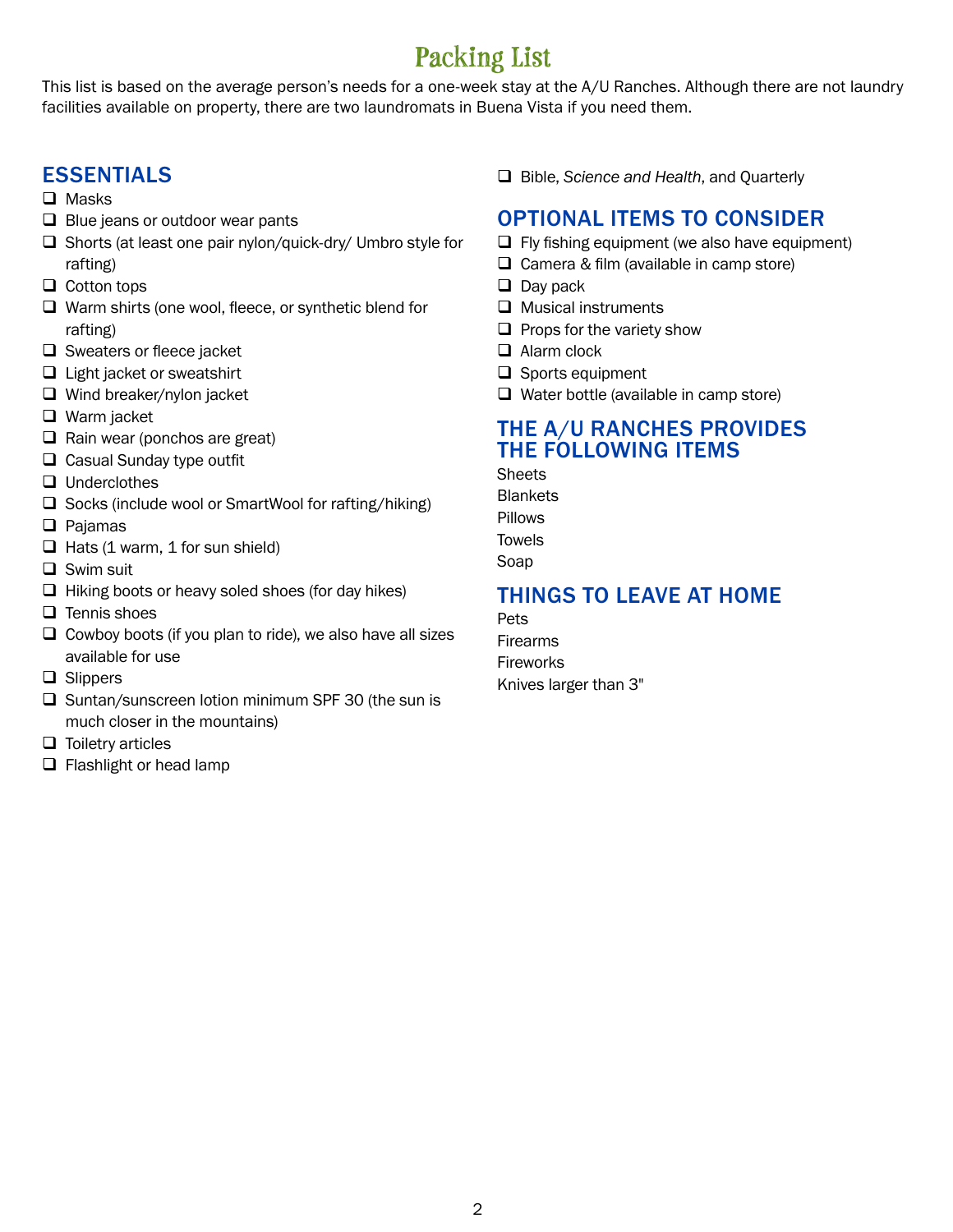# Packing List

This list is based on the average person's needs for a one-week stay at the A/U Ranches. Although there are not laundry facilities available on property, there are two laundromats in Buena Vista if you need them.

## ESSENTIALS

- ❑ Masks
- ❑ Blue jeans or outdoor wear pants
- ❑ Shorts (at least one pair nylon/quick-dry/ Umbro style for rafting)
- ❑ Cotton tops
- ❑ Warm shirts (one wool, fleece, or synthetic blend for rafting)
- ❑ Sweaters or fleece jacket
- ❑ Light jacket or sweatshirt
- ❑ Wind breaker/nylon jacket
- ❑ Warm jacket
- ❑ Rain wear (ponchos are great)
- ❑ Casual Sunday type outfit
- ❑ Underclothes
- ❑ Socks (include wool or SmartWool for rafting/hiking)
- ❑ Pajamas
- ❑ Hats (1 warm, 1 for sun shield)
- ❑ Swim suit
- ❑ Hiking boots or heavy soled shoes (for day hikes)
- ❑ Tennis shoes
- ❑ Cowboy boots (if you plan to ride), we also have all sizes available for use
- ❑ Slippers
- ❑ Suntan/sunscreen lotion minimum SPF 30 (the sun is much closer in the mountains)
- ❑ Toiletry articles
- ❑ Flashlight or head lamp
- ❑ Bible, *Science and Health*, and Quarterly

## OPTIONAL ITEMS TO CONSIDER

- ❑ Fly fishing equipment (we also have equipment)
- ❑ Camera & film (available in camp store)
- ❑ Day pack
- ❑ Musical instruments
- ❑ Props for the variety show
- ❑ Alarm clock
- ❑ Sports equipment
- ❑ Water bottle (available in camp store)

## THE A/U RANCHES PROVIDES THE FOLLOWING ITEMS

Sheets
Blankets
Pillows
Towels
Soap

## THINGS TO LEAVE AT HOME

Pets
Firearms
Fireworks
Knives larger than 3"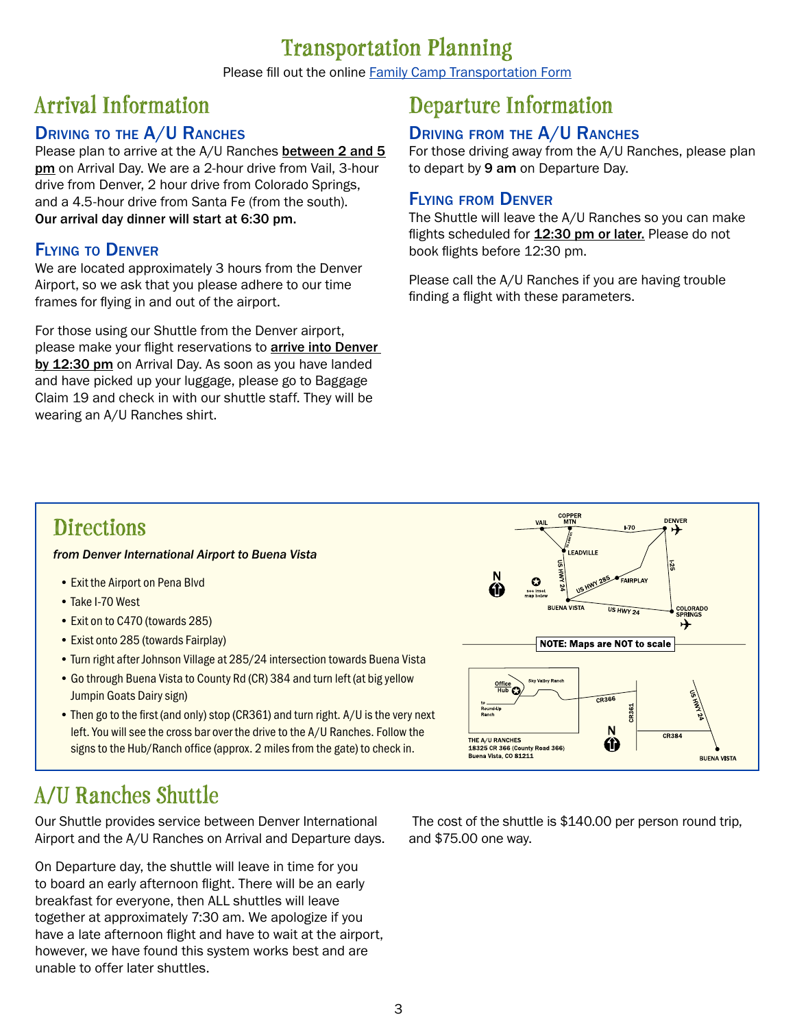# Transportation Planning

Please fill out the online Family Camp Transportation Form

## Arrival Information

### Driving to the A/U Ranches

Please plan to arrive at the A/U Ranches **between 2 and 5 pm** on Arrival Day. We are a 2-hour drive from Vail, 3-hour drive from Denver, 2 hour drive from Colorado Springs, and a 4.5-hour drive from Santa Fe (from the south). **Our arrival day dinner will start at 6:30 pm.**

### Flying to Denver

We are located approximately 3 hours from the Denver Airport, so we ask that you please adhere to our time frames for flying in and out of the airport.

For those using our Shuttle from the Denver airport, please make your flight reservations to **arrive into Denver by 12:30 pm** on Arrival Day. As soon as you have landed and have picked up your luggage, please go to Baggage Claim 19 and check in with our shuttle staff. They will be wearing an A/U Ranches shirt.

## Departure Information

### Driving from the A/U Ranches

For those driving away from the A/U Ranches, please plan to depart by **9 am** on Departure Day.

### Flying from Denver

The Shuttle will leave the A/U Ranches so you can make flights scheduled for **12:30 pm or later.** Please do not book flights before 12:30 pm.

Please call the A/U Ranches if you are having trouble finding a flight with these parameters.

## Directions

*from Denver International Airport to Buena Vista*

- Exit the Airport on Pena Blvd
- Take I-70 West
- Exit on to C470 (towards 285)
- Exist onto 285 (towards Fairplay)
- Turn right after Johnson Village at 285/24 intersection towards Buena Vista
- Go through Buena Vista to County Rd (CR) 384 and turn left (at big yellow Jumpin Goats Dairy sign)
- Then go to the first (and only) stop (CR361) and turn right. A/U is the very next left. You will see the cross bar over the drive to the A/U Ranches. Follow the signs to the Hub/Ranch office (approx. 2 miles from the gate) to check in.

NOTE: Maps are NOT to scale

THE A/U RANCHES
18325 CR 366 (County Road 366)
Buena Vista, CO 81211

## A/U Ranches Shuttle

Our Shuttle provides service between Denver International Airport and the A/U Ranches on Arrival and Departure days.

On Departure day, the shuttle will leave in time for you to board an early afternoon flight. There will be an early breakfast for everyone, then ALL shuttles will leave together at approximately 7:30 am. We apologize if you have a late afternoon flight and have to wait at the airport, however, we have found this system works best and are unable to offer later shuttles.

The cost of the shuttle is $140.00 per person round trip, and $75.00 one way.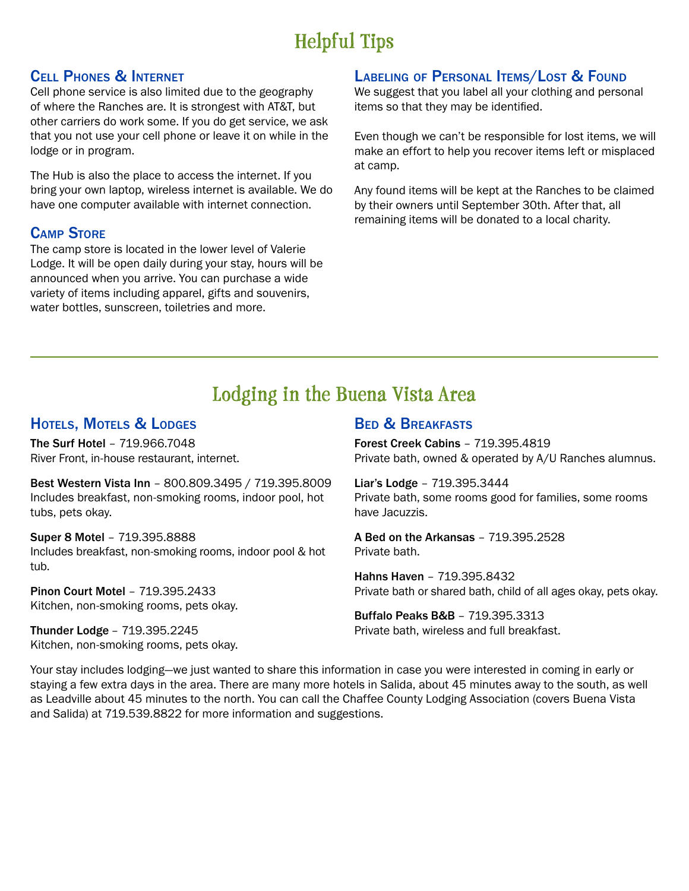# Helpful Tips

## Cell Phones & Internet

Cell phone service is also limited due to the geography of where the Ranches are. It is strongest with AT&T, but other carriers do work some. If you do get service, we ask that you not use your cell phone or leave it on while in the lodge or in program.

The Hub is also the place to access the internet. If you bring your own laptop, wireless internet is available. We do have one computer available with internet connection.

## Camp Store

The camp store is located in the lower level of Valerie Lodge. It will be open daily during your stay, hours will be announced when you arrive. You can purchase a wide variety of items including apparel, gifts and souvenirs, water bottles, sunscreen, toiletries and more.

## Labeling of Personal Items/Lost & Found

We suggest that you label all your clothing and personal items so that they may be identified.

Even though we can't be responsible for lost items, we will make an effort to help you recover items left or misplaced at camp.

Any found items will be kept at the Ranches to be claimed by their owners until September 30th. After that, all remaining items will be donated to a local charity.

# Lodging in the Buena Vista Area

## Hotels, Motels & Lodges

**The Surf Hotel** – 719.966.7048
River Front, in-house restaurant, internet.

**Best Western Vista Inn** – 800.809.3495 / 719.395.8009
Includes breakfast, non-smoking rooms, indoor pool, hot tubs, pets okay.

**Super 8 Motel** – 719.395.8888
Includes breakfast, non-smoking rooms, indoor pool & hot tub.

**Pinon Court Motel** – 719.395.2433
Kitchen, non-smoking rooms, pets okay.

**Thunder Lodge** – 719.395.2245
Kitchen, non-smoking rooms, pets okay.

## Bed & Breakfasts

**Forest Creek Cabins** – 719.395.4819
Private bath, owned & operated by A/U Ranches alumnus.

**Liar's Lodge** – 719.395.3444
Private bath, some rooms good for families, some rooms have Jacuzzis.

**A Bed on the Arkansas** – 719.395.2528
Private bath.

**Hahns Haven** – 719.395.8432
Private bath or shared bath, child of all ages okay, pets okay.

**Buffalo Peaks B&B** – 719.395.3313
Private bath, wireless and full breakfast.

Your stay includes lodging—we just wanted to share this information in case you were interested in coming in early or staying a few extra days in the area. There are many more hotels in Salida, about 45 minutes away to the south, as well as Leadville about 45 minutes to the north. You can call the Chaffee County Lodging Association (covers Buena Vista and Salida) at 719.539.8822 for more information and suggestions.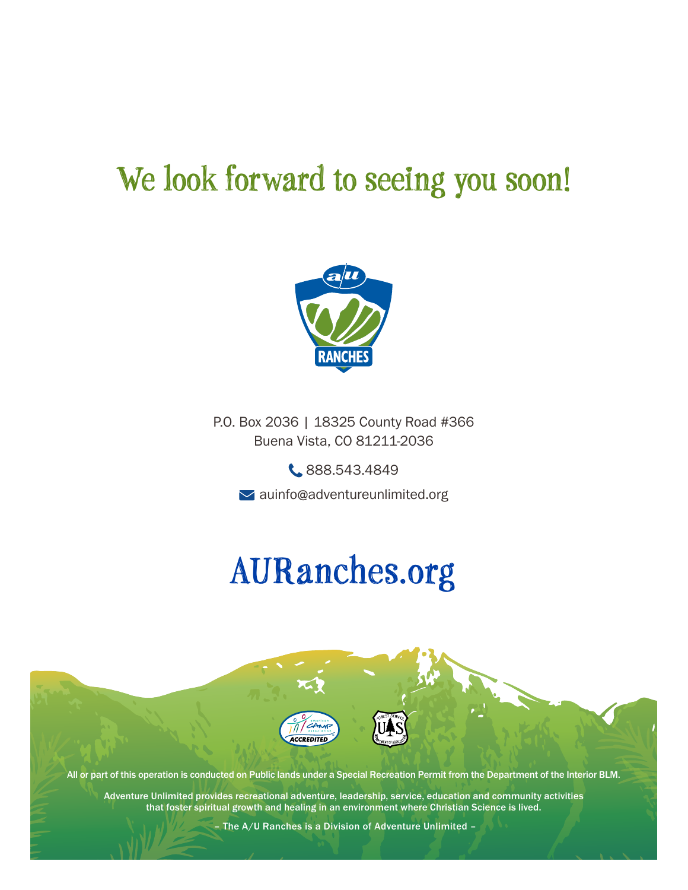# We look forward to seeing you soon!

RANCHES

P.O. Box 2036 | 18325 County Road #366
Buena Vista, CO 81211-2036

888.543.4849

auinfo@adventureunlimited.org

## AURanches.org

All or part of this operation is conducted on Public lands under a Special Recreation Permit from the Department of the Interior BLM.

Adventure Unlimited provides recreational adventure, leadership, service, education and community activities that foster spiritual growth and healing in an environment where Christian Science is lived.

– The A/U Ranches is a Division of Adventure Unlimited –